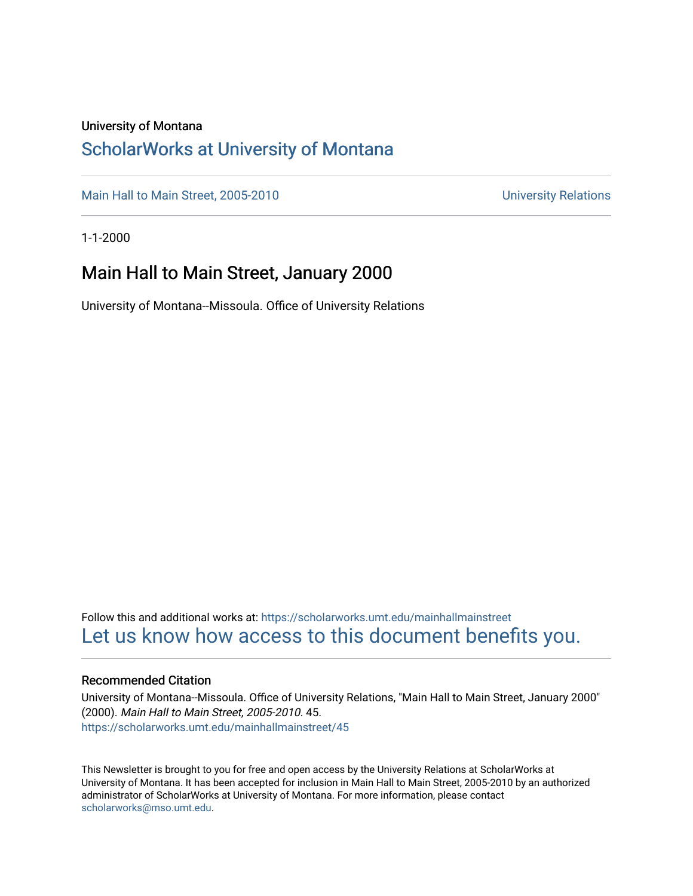University of Montana

# ScholarWorks at University of Montana

Main Hall to Main Street, 2005-2010 University Relations

1-1-2000

## Main Hall to Main Street, January 2000

University of Montana--Missoula. Office of University Relations

Follow this and additional works at: https://scholarworks.umt.edu/mainhallmainstreet

Let us know how access to this document benefits you.

### Recommended Citation

University of Montana--Missoula. Office of University Relations, "Main Hall to Main Street, January 2000" (2000). *Main Hall to Main Street, 2005-2010*. 45.
https://scholarworks.umt.edu/mainhallmainstreet/45

This Newsletter is brought to you for free and open access by the University Relations at ScholarWorks at University of Montana. It has been accepted for inclusion in Main Hall to Main Street, 2005-2010 by an authorized administrator of ScholarWorks at University of Montana. For more information, please contact scholarworks@mso.umt.edu.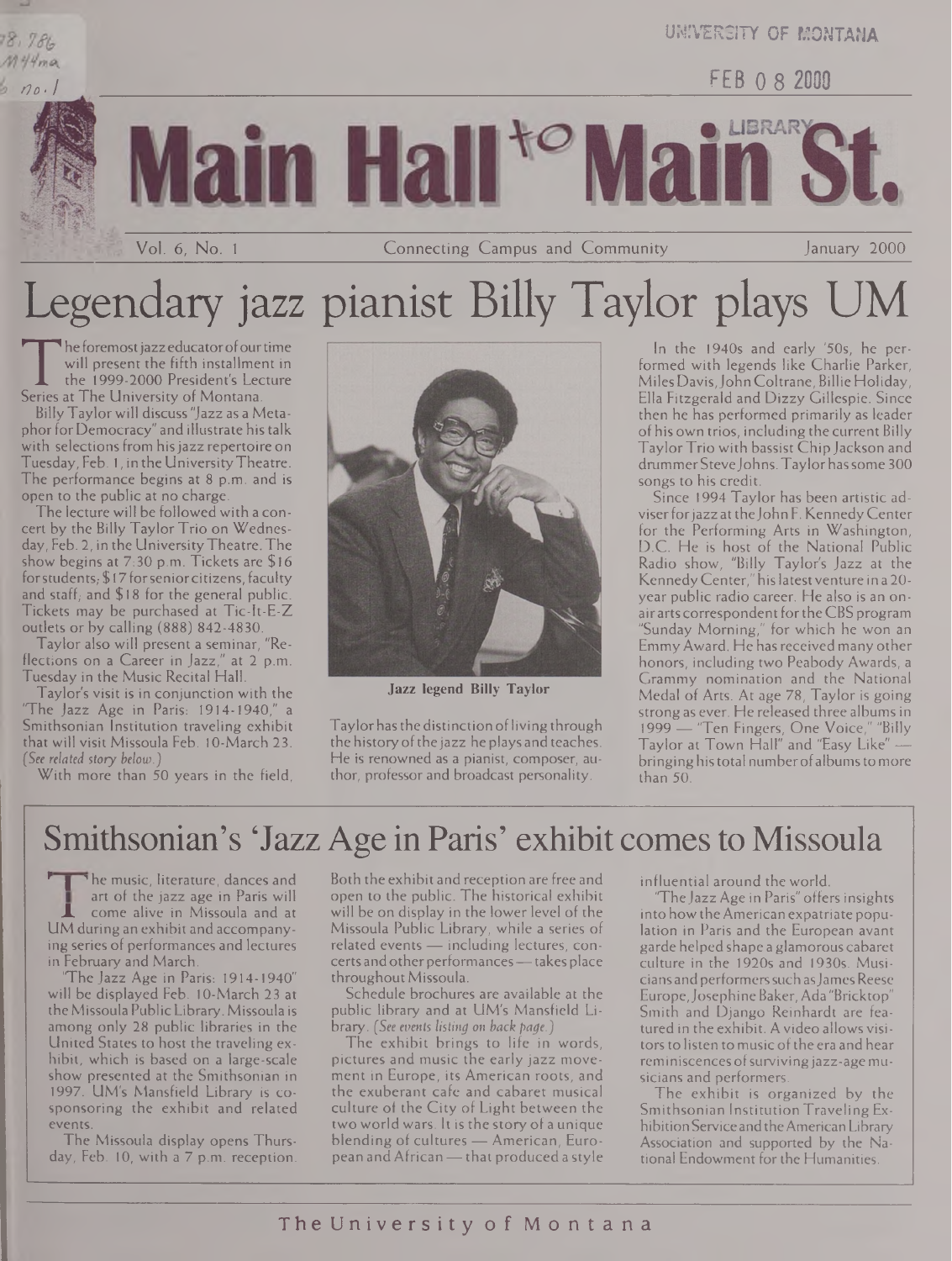UNIVERSITY OF MONTANA

FEB 08 2000

LIBRARY

# Main Hall to Main St.

Vol. 6, No. 1 | Connecting Campus and Community | January 2000

# Legendary jazz pianist Billy Taylor plays UM

The foremost jazz educator of our time will present the fifth installment in the 1999-2000 President's Lecture Series at The University of Montana.

Billy Taylor will discuss "Jazz as a Metaphor for Democracy" and illustrate his talk with selections from his jazz repertoire on Tuesday, Feb. 1, in the University Theatre. The performance begins at 8 p.m. and is open to the public at no charge.

The lecture will be followed with a concert by the Billy Taylor Trio on Wednesday, Feb. 2, in the University Theatre. The show begins at 7:30 p.m. Tickets are $16 for students; $17 for senior citizens, faculty and staff; and $18 for the general public. Tickets may be purchased at Tic-It-E-Z outlets or by calling (888) 842-4830.

Taylor also will present a seminar, "Reflections on a Career in Jazz," at 2 p.m. Tuesday in the Music Recital Hall.

Taylor's visit is in conjunction with the "The Jazz Age in Paris: 1914-1940," a Smithsonian Institution traveling exhibit that will visit Missoula Feb. 10-March 23. *(See related story below.)*

With more than 50 years in the field, Taylor has the distinction of living through the history of the jazz he plays and teaches. He is renowned as a pianist, composer, author, professor and broadcast personality.

**Jazz legend Billy Taylor**

In the 1940s and early '50s, he performed with legends like Charlie Parker, Miles Davis, John Coltrane, Billie Holiday, Ella Fitzgerald and Dizzy Gillespie. Since then he has performed primarily as leader of his own trios, including the current Billy Taylor Trio with bassist Chip Jackson and drummer Steve Johns. Taylor has some 300 songs to his credit.

Since 1994 Taylor has been artistic adviser for jazz at the John F. Kennedy Center for the Performing Arts in Washington, D.C. He is host of the National Public Radio show, "Billy Taylor's Jazz at the Kennedy Center," his latest venture in a 20-year public radio career. He also is an on-air arts correspondent for the CBS program "Sunday Morning," for which he won an Emmy Award. He has received many other honors, including two Peabody Awards, a Grammy nomination and the National Medal of Arts. At age 78, Taylor is going strong as ever. He released three albums in 1999 — "Ten Fingers, One Voice," "Billy Taylor at Town Hall" and "Easy Like" — bringing his total number of albums to more than 50.

## Smithsonian's 'Jazz Age in Paris' exhibit comes to Missoula

The music, literature, dances and art of the jazz age in Paris will come alive in Missoula and at UM during an exhibit and accompanying series of performances and lectures in February and March.

"The Jazz Age in Paris: 1914-1940" will be displayed Feb. 10-March 23 at the Missoula Public Library. Missoula is among only 28 public libraries in the United States to host the traveling exhibit, which is based on a large-scale show presented at the Smithsonian in 1997. UM's Mansfield Library is co-sponsoring the exhibit and related events.

The Missoula display opens Thursday, Feb. 10, with a 7 p.m. reception. Both the exhibit and reception are free and open to the public. The historical exhibit will be on display in the lower level of the Missoula Public Library, while a series of related events — including lectures, concerts and other performances — takes place throughout Missoula.

Schedule brochures are available at the public library and at UM's Mansfield Library. *(See events listing on back page.)*

The exhibit brings to life in words, pictures and music the early jazz movement in Europe, its American roots, and the exuberant cafe and cabaret musical culture of the City of Light between the two world wars. It is the story of a unique blending of cultures — American, European and African — that produced a style influential around the world.

"The Jazz Age in Paris" offers insights into how the American expatriate population in Paris and the European avant garde helped shape a glamorous cabaret culture in the 1920s and 1930s. Musicians and performers such as James Reese Europe, Josephine Baker, Ada "Bricktop" Smith and Django Reinhardt are featured in the exhibit. A video allows visitors to listen to music of the era and hear reminiscences of surviving jazz-age musicians and performers.

The exhibit is organized by the Smithsonian Institution Traveling Exhibition Service and the American Library Association and supported by the National Endowment for the Humanities.

The University of Montana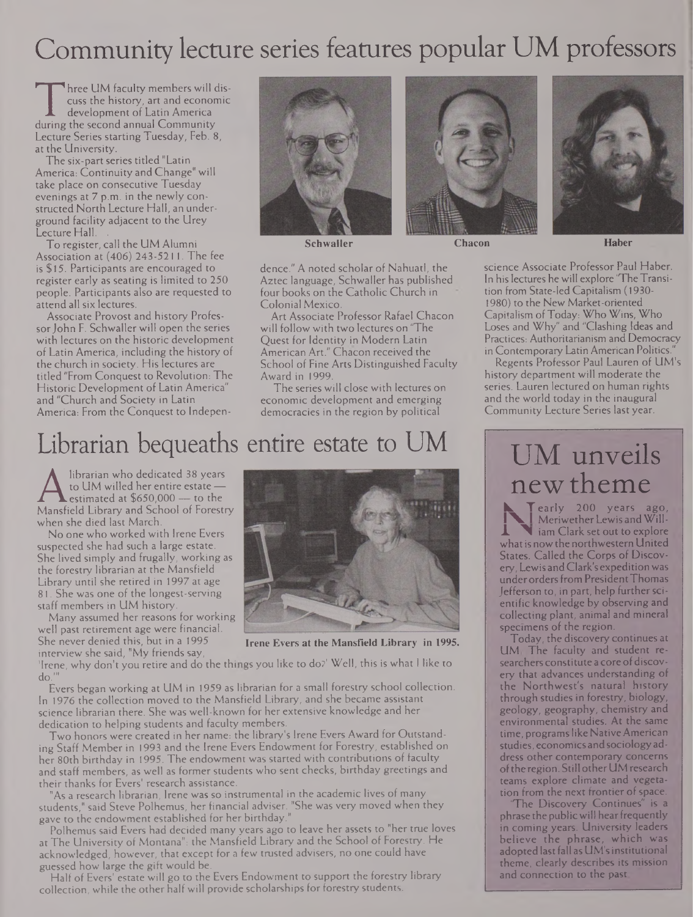# Community lecture series features popular UM professors

Three UM faculty members will discuss the history, art and economic development of Latin America during the second annual Community Lecture Series starting Tuesday, Feb. 8, at the University.

The six-part series titled "Latin America: Continuity and Change" will take place on consecutive Tuesday evenings at 7 p.m. in the newly constructed North Lecture Hall, an underground facility adjacent to the Urey Lecture Hall.

To register, call the UM Alumni Association at (406) 243-5211. The fee is $15. Participants are encouraged to register early as seating is limited to 250 people. Participants also are requested to attend all six lectures.

Associate Provost and history Professor John F. Schwaller will open the series with lectures on the historic development of Latin America, including the history of the church in society. His lectures are titled "From Conquest to Revolution: The Historic Development of Latin America" and "Church and Society in Latin America: From the Conquest to Independence." A noted scholar of Nahuatl, the Aztec language, Schwaller has published four books on the Catholic Church in Colonial Mexico.

**Schwaller** **Chacon** **Haber**

Art Associate Professor Rafael Chacon will follow with two lectures on "The Quest for Identity in Modern Latin American Art." Chacon received the School of Fine Arts Distinguished Faculty Award in 1999.

The series will close with lectures on economic development and emerging democracies in the region by political science Associate Professor Paul Haber. In his lectures he will explore "The Transition from State-led Capitalism (1930-1980) to the New Market-oriented Capitalism of Today: Who Wins, Who Loses and Why" and "Clashing Ideas and Practices: Authoritarianism and Democracy in Contemporary Latin American Politics."

Regents Professor Paul Lauren of UM's history department will moderate the series. Lauren lectured on human rights and the world today in the inaugural Community Lecture Series last year.

# Librarian bequeaths entire estate to UM

A librarian who dedicated 38 years to UM willed her entire estate — estimated at $650,000 — to the Mansfield Library and School of Forestry when she died last March.

No one who worked with Irene Evers suspected she had such a large estate. She lived simply and frugally, working as the forestry librarian at the Mansfield Library until she retired in 1997 at age 81. She was one of the longest-serving staff members in UM history.

Many assumed her reasons for working well past retirement age were financial. She never denied this, but in a 1995 interview she said, "My friends say, 'Irene, why don't you retire and do the things you like to do?' Well, this is what I like to do.'"

**Irene Evers at the Mansfield Library in 1995.**

Evers began working at UM in 1959 as librarian for a small forestry school collection. In 1976 the collection moved to the Mansfield Library, and she became assistant science librarian there. She was well-known for her extensive knowledge and her dedication to helping students and faculty members.

Two honors were created in her name: the library's Irene Evers Award for Outstanding Staff Member in 1993 and the Irene Evers Endowment for Forestry, established on her 80th birthday in 1995. The endowment was started with contributions of faculty and staff members, as well as former students who sent checks, birthday greetings and their thanks for Evers' research assistance.

"As a research librarian, Irene was so instrumental in the academic lives of many students," said Steve Polhemus, her financial adviser. "She was very moved when they gave to the endowment established for her birthday."

Polhemus said Evers had decided many years ago to leave her assets to "her true loves at The University of Montana": the Mansfield Library and the School of Forestry. He acknowledged, however, that except for a few trusted advisers, no one could have guessed how large the gift would be.

Half of Evers' estate will go to the Evers Endowment to support the forestry library collection, while the other half will provide scholarships for forestry students.

# UM unveils new theme

Nearly 200 years ago, Meriwether Lewis and William Clark set out to explore what is now the northwestern United States. Called the Corps of Discovery, Lewis and Clark's expedition was under orders from President Thomas Jefferson to, in part, help further scientific knowledge by observing and collecting plant, animal and mineral specimens of the region.

Today, the discovery continues at UM. The faculty and student researchers constitute a core of discovery that advances understanding of the Northwest's natural history through studies in forestry, biology, geology, geography, chemistry and environmental studies. At the same time, programs like Native American studies, economics and sociology address other contemporary concerns of the region. Still other UM research teams explore climate and vegetation from the next frontier of space.

"The Discovery Continues" is a phrase the public will hear frequently in coming years. University leaders believe the phrase, which was adopted last fall as UM's institutional theme, clearly describes its mission and connection to the past.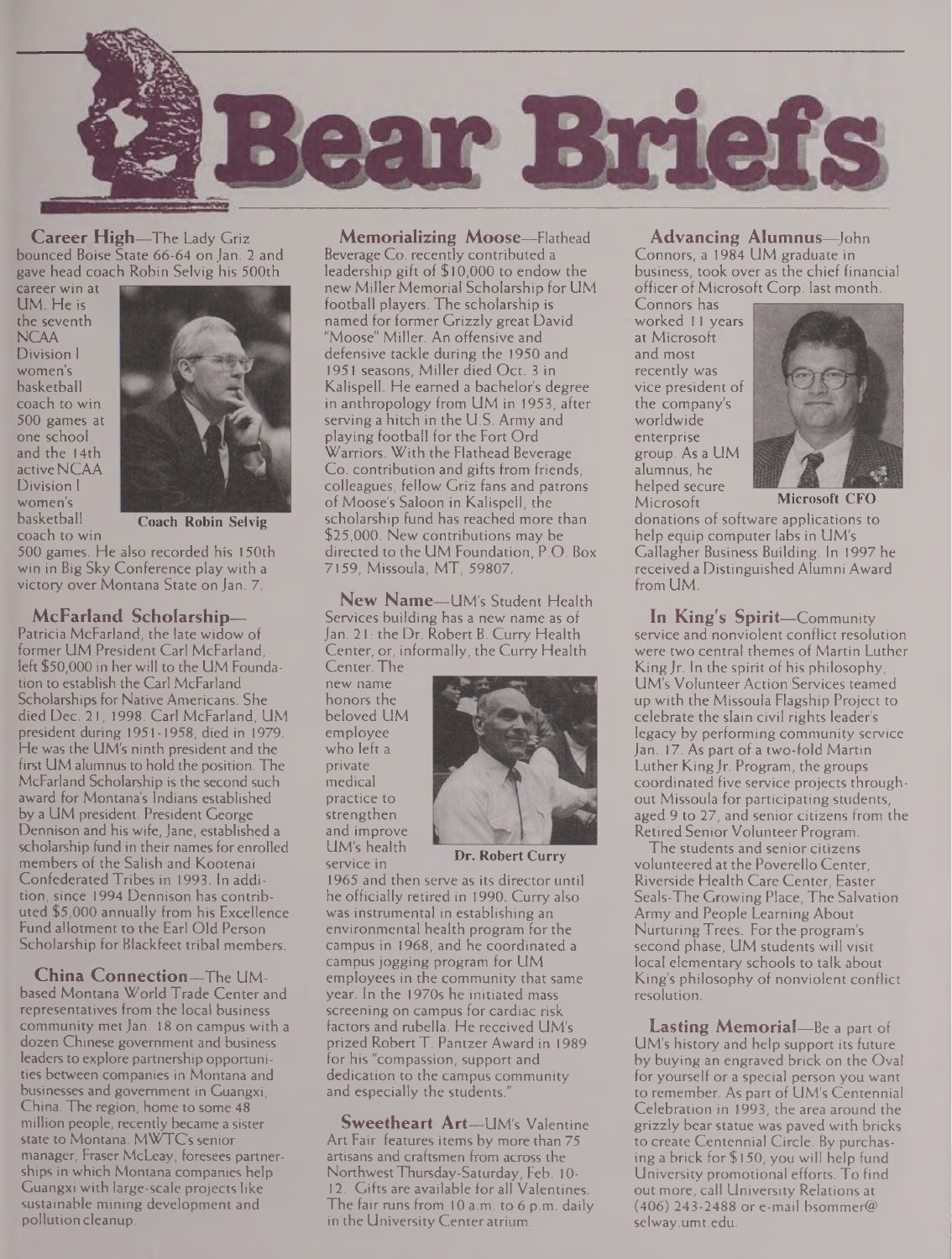# Bear Briefs

**Career High**—The Lady Griz bounced Boise State 66-64 on Jan. 2 and gave head coach Robin Selvig his 500th career win at UM. He is the seventh NCAA Division I women's basketball coach to win 500 games at one school and the 14th active NCAA Division I women's basketball coach to win 500 games. He also recorded his 150th win in Big Sky Conference play with a victory over Montana State on Jan. 7.

Coach Robin Selvig

**McFarland Scholarship**—Patricia McFarland, the late widow of former UM President Carl McFarland, left $50,000 in her will to the UM Foundation to establish the Carl McFarland Scholarships for Native Americans. She died Dec. 21, 1998. Carl McFarland, UM president during 1951-1958, died in 1979. He was the UM's ninth president and the first UM alumnus to hold the position. The McFarland Scholarship is the second such award for Montana's Indians established by a UM president. President George Dennison and his wife, Jane, established a scholarship fund in their names for enrolled members of the Salish and Kootenai Confederated Tribes in 1993. In addition, since 1994 Dennison has contributed $5,000 annually from his Excellence Fund allotment to the Earl Old Person Scholarship for Blackfeet tribal members.

**China Connection**—The UM-based Montana World Trade Center and representatives from the local business community met Jan. 18 on campus with a dozen Chinese government and business leaders to explore partnership opportunities between companies in Montana and businesses and government in Guangxi, China. The region, home to some 48 million people, recently became a sister state to Montana. MWTC's senior manager, Fraser McLeay, foresees partnerships in which Montana companies help Guangxi with large-scale projects like sustainable mining development and pollution cleanup.

**Memorializing Moose**—Flathead Beverage Co. recently contributed a leadership gift of $10,000 to endow the new Miller Memorial Scholarship for UM football players. The scholarship is named for former Grizzly great David "Moose" Miller. An offensive and defensive tackle during the 1950 and 1951 seasons, Miller died Oct. 3 in Kalispell. He earned a bachelor's degree in anthropology from UM in 1953, after serving a hitch in the U.S. Army and playing football for the Fort Ord Warriors. With the Flathead Beverage Co. contribution and gifts from friends, colleagues, fellow Griz fans and patrons of Moose's Saloon in Kalispell, the scholarship fund has reached more than $25,000. New contributions may be directed to the UM Foundation, P.O. Box 7159, Missoula, MT, 59807.

**New Name**—UM's Student Health Services building has a new name as of Jan. 21: the Dr. Robert B. Curry Health Center, or, informally, the Curry Health Center. The new name honors the beloved UM employee who left a private medical practice to strengthen and improve UM's health service in 1965 and then serve as its director until he officially retired in 1990. Curry also was instrumental in establishing an environmental health program for the campus in 1968, and he coordinated a campus jogging program for UM employees in the community that same year. In the 1970s he initiated mass screening on campus for cardiac risk factors and rubella. He received UM's prized Robert T. Pantzer Award in 1989 for his "compassion, support and dedication to the campus community and especially the students."

Dr. Robert Curry

**Sweetheart Art**—UM's Valentine Art Fair features items by more than 75 artisans and craftsmen from across the Northwest Thursday-Saturday, Feb. 10-12. Gifts are available for all Valentines. The fair runs from 10 a.m. to 6 p.m. daily in the University Center atrium.

**Advancing Alumnus**—John Connors, a 1984 UM graduate in business, took over as the chief financial officer of Microsoft Corp. last month. Connors has worked 11 years at Microsoft and most recently was vice president of the company's worldwide enterprise group. As a UM alumnus, he helped secure Microsoft donations of software applications to help equip computer labs in UM's Gallagher Business Building. In 1997 he received a Distinguished Alumni Award from UM.

Microsoft CFO

**In King's Spirit**—Community service and nonviolent conflict resolution were two central themes of Martin Luther King Jr. In the spirit of his philosophy, UM's Volunteer Action Services teamed up with the Missoula Flagship Project to celebrate the slain civil rights leader's legacy by performing community service Jan. 17. As part of a two-fold Martin Luther King Jr. Program, the groups coordinated five service projects throughout Missoula for participating students, aged 9 to 27, and senior citizens from the Retired Senior Volunteer Program.

The students and senior citizens volunteered at the Poverello Center, Riverside Health Care Center, Easter Seals-The Growing Place, The Salvation Army and People Learning About Nurturing Trees. For the program's second phase, UM students will visit local elementary schools to talk about King's philosophy of nonviolent conflict resolution.

**Lasting Memorial**—Be a part of UM's history and help support its future by buying an engraved brick on the Oval for yourself or a special person you want to remember. As part of UM's Centennial Celebration in 1993, the area around the grizzly bear statue was paved with bricks to create Centennial Circle. By purchasing a brick for $150, you will help fund University promotional efforts. To find out more, call University Relations at (406) 243-2488 or e-mail bsommer@selway.umt.edu.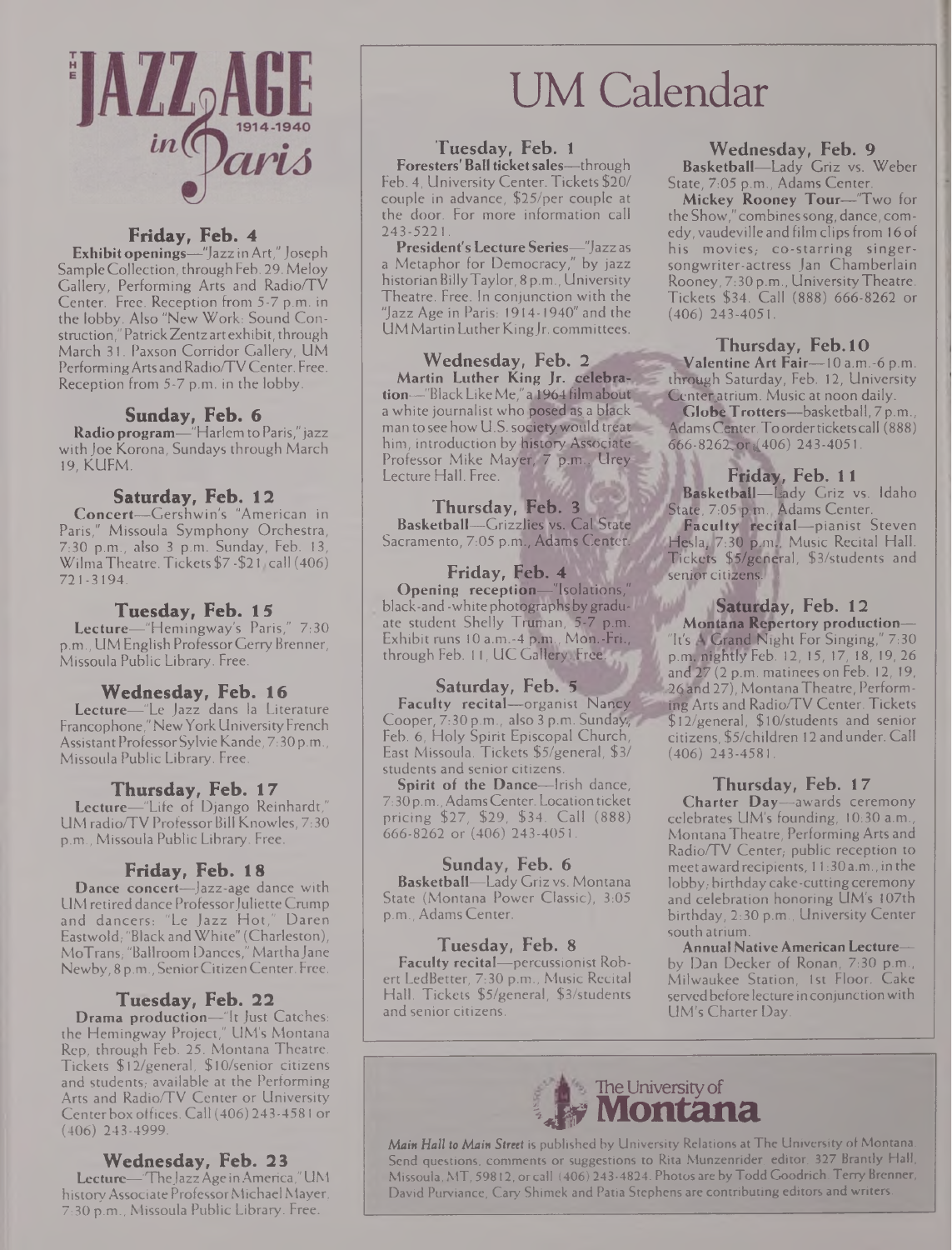# THE JAZZ AGE in Paris 1914-1940

### Friday, Feb. 4

**Exhibit openings**—"Jazz in Art," Joseph Sample Collection, through Feb. 29. Meloy Gallery, Performing Arts and Radio/TV Center. Free. Reception from 5-7 p.m. in the lobby. Also "New Work: Sound Construction," Patrick Zentz art exhibit, through March 31. Paxson Corridor Gallery, UM Performing Arts and Radio/TV Center. Free. Reception from 5-7 p.m. in the lobby.

### Sunday, Feb. 6

**Radio program**—"Harlem to Paris," jazz with Joe Korona, Sundays through March 19, KUFM.

### Saturday, Feb. 12

**Concert**—Gershwin's "American in Paris," Missoula Symphony Orchestra, 7:30 p.m., also 3 p.m. Sunday, Feb. 13, Wilma Theatre. Tickets $7-$21, call (406) 721-3194.

### Tuesday, Feb. 15

**Lecture**—"Hemingway's Paris," 7:30 p.m., UM English Professor Gerry Brenner, Missoula Public Library. Free.

### Wednesday, Feb. 16

**Lecture**—"Le Jazz dans la Literature Francophone," New York University French Assistant Professor Sylvie Kande, 7:30 p.m., Missoula Public Library. Free.

### Thursday, Feb. 17

**Lecture**—"Life of Django Reinhardt," UM radio/TV Professor Bill Knowles, 7:30 p.m., Missoula Public Library. Free.

### Friday, Feb. 18

**Dance concert**—Jazz-age dance with UM retired dance Professor Juliette Crump and dancers: "Le Jazz Hot," Daren Eastwold; "Black and White" (Charleston), MoTrans; "Ballroom Dances," Martha Jane Newby, 8 p.m., Senior Citizen Center. Free.

### Tuesday, Feb. 22

**Drama production**—"It Just Catches: the Hemingway Project," UM's Montana Rep, through Feb. 25. Montana Theatre. Tickets $12/general, $10/senior citizens and students; available at the Performing Arts and Radio/TV Center or University Center box offices. Call (406) 243-4581 or (406) 243-4999.

### Wednesday, Feb. 23

**Lecture**—"The Jazz Age in America," UM history Associate Professor Michael Mayer, 7:30 p.m., Missoula Public Library. Free.

# UM Calendar

### Tuesday, Feb. 1

**Foresters' Ball ticket sales**—through Feb. 4, University Center. Tickets $20/couple in advance, $25/per couple at the door. For more information call 243-5221.

**President's Lecture Series**—"Jazz as a Metaphor for Democracy," by jazz historian Billy Taylor, 8 p.m., University Theatre. Free. In conjunction with the "Jazz Age in Paris: 1914-1940" and the UM Martin Luther King Jr. committees.

### Wednesday, Feb. 2

**Martin Luther King Jr. celebration**—"Black Like Me," a 1964 film about a white journalist who posed as a black man to see how U.S. society would treat him, introduction by history Associate Professor Mike Mayer, 7 p.m., Urey Lecture Hall. Free.

### Thursday, Feb. 3

**Basketball**—Grizzlies vs. Cal State Sacramento, 7:05 p.m., Adams Center.

### Friday, Feb. 4

**Opening reception**—"Isolations," black-and-white photographs by graduate student Shelly Truman, 5-7 p.m. Exhibit runs 10 a.m.-4 p.m., Mon.-Fri., through Feb. 11, UC Gallery. Free.

### Saturday, Feb. 5

**Faculty recital**—organist Nancy Cooper, 7:30 p.m., also 3 p.m. Sunday, Feb. 6, Holy Spirit Episcopal Church, East Missoula. Tickets $5/general, $3/students and senior citizens.

**Spirit of the Dance**—Irish dance, 7:30 p.m., Adams Center. Location ticket pricing $27, $29, $34. Call (888) 666-8262 or (406) 243-4051.

### Sunday, Feb. 6

**Basketball**—Lady Griz vs. Montana State (Montana Power Classic), 3:05 p.m., Adams Center.

### Tuesday, Feb. 8

**Faculty recital**—percussionist Robert LedBetter, 7:30 p.m., Music Recital Hall. Tickets $5/general, $3/students and senior citizens.

### Wednesday, Feb. 9

**Basketball**—Lady Griz vs. Weber State, 7:05 p.m., Adams Center.

**Mickey Rooney Tour**—"Two for the Show," combines song, dance, comedy, vaudeville and film clips from 16 of his movies; co-starring singer-songwriter-actress Jan Chamberlain Rooney, 7:30 p.m., University Theatre. Tickets $34. Call (888) 666-8262 or (406) 243-4051.

### Thursday, Feb. 10

**Valentine Art Fair**—10 a.m.-6 p.m. through Saturday, Feb. 12, University Center atrium. Music at noon daily.

**Globe Trotters**—basketball, 7 p.m., Adams Center. To order tickets call (888) 666-8262 or (406) 243-4051.

### Friday, Feb. 11

**Basketball**—Lady Griz vs. Idaho State, 7:05 p.m., Adams Center.

**Faculty recital**—pianist Steven Hesla, 7:30 p.m., Music Recital Hall. Tickets $5/general, $3/students and senior citizens.

### Saturday, Feb. 12

**Montana Repertory production**—"It's A Grand Night For Singing," 7:30 p.m. nightly Feb. 12, 15, 17, 18, 19, 26 and 27 (2 p.m. matinees on Feb. 12, 19, 26 and 27), Montana Theatre, Performing Arts and Radio/TV Center. Tickets $12/general, $10/students and senior citizens, $5/children 12 and under. Call (406) 243-4581.

### Thursday, Feb. 17

**Charter Day**—awards ceremony celebrates UM's founding, 10:30 a.m., Montana Theatre, Performing Arts and Radio/TV Center; public reception to meet award recipients, 11:30 a.m., in the lobby; birthday cake-cutting ceremony and celebration honoring UM's 107th birthday, 2:30 p.m., University Center south atrium.

**Annual Native American Lecture**—by Dan Decker of Ronan, 7:30 p.m., Milwaukee Station, 1st Floor. Cake served before lecture in conjunction with UM's Charter Day.

The University of Montana

*Main Hall to Main Street* is published by University Relations at The University of Montana. Send questions, comments or suggestions to Rita Munzenrider, editor, 327 Brantly Hall, Missoula, MT, 59812, or call (406) 243-4824. Photos are by Todd Goodrich. Terry Brenner, David Purviance, Cary Shimek and Patia Stephens are contributing editors and writers.